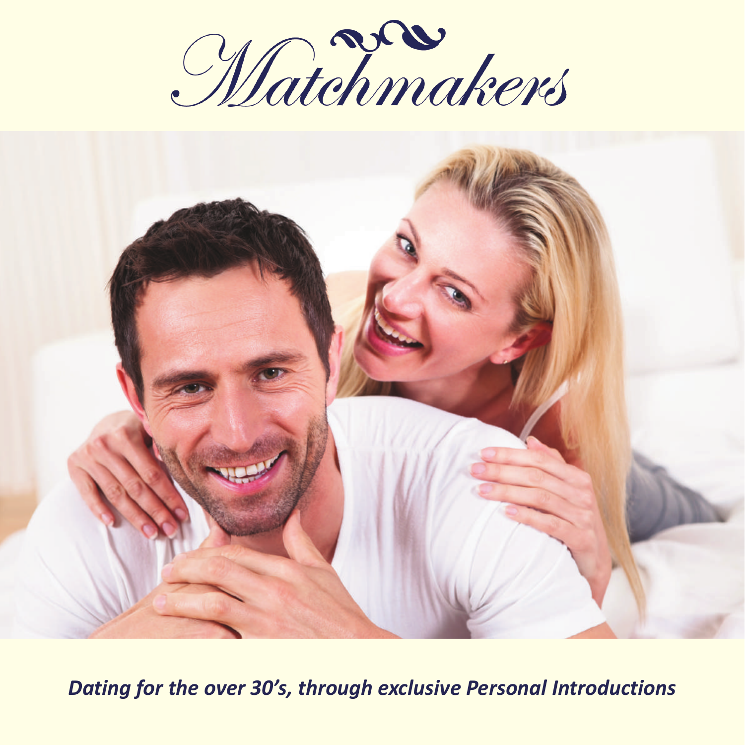# Matchmakers

*Dating for the over 30's, through exclusive Personal Introductions*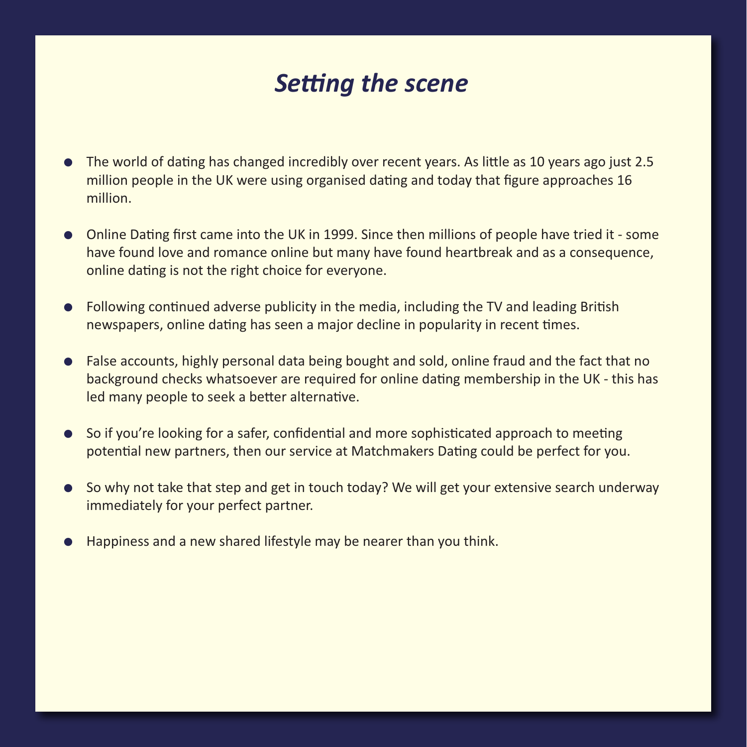# *Setting the scene*

- The world of dating has changed incredibly over recent years. As little as 10 years ago just 2.5 million people in the UK were using organised dating and today that figure approaches 16 million.
- Online Dating first came into the UK in 1999. Since then millions of people have tried it - some have found love and romance online but many have found heartbreak and as a consequence, online dating is not the right choice for everyone.
- Following continued adverse publicity in the media, including the TV and leading British newspapers, online dating has seen a major decline in popularity in recent times.
- False accounts, highly personal data being bought and sold, online fraud and the fact that no background checks whatsoever are required for online dating membership in the UK - this has led many people to seek a better alternative.
- So if you're looking for a safer, confidential and more sophisticated approach to meeting potential new partners, then our service at Matchmakers Dating could be perfect for you.
- So why not take that step and get in touch today? We will get your extensive search underway immediately for your perfect partner.
- Happiness and a new shared lifestyle may be nearer than you think.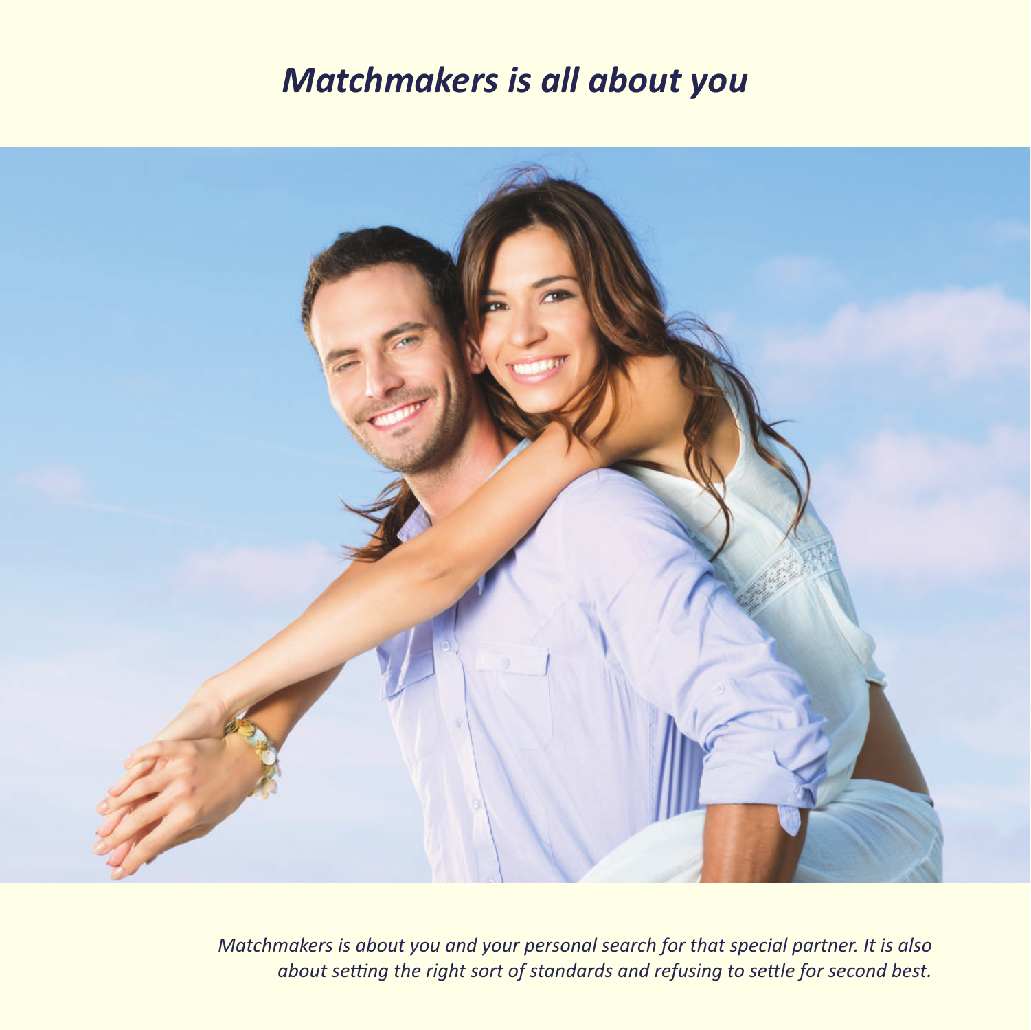# *Matchmakers is all about you*

*Matchmakers is about you and your personal search for that special partner. It is also about setting the right sort of standards and refusing to settle for second best.*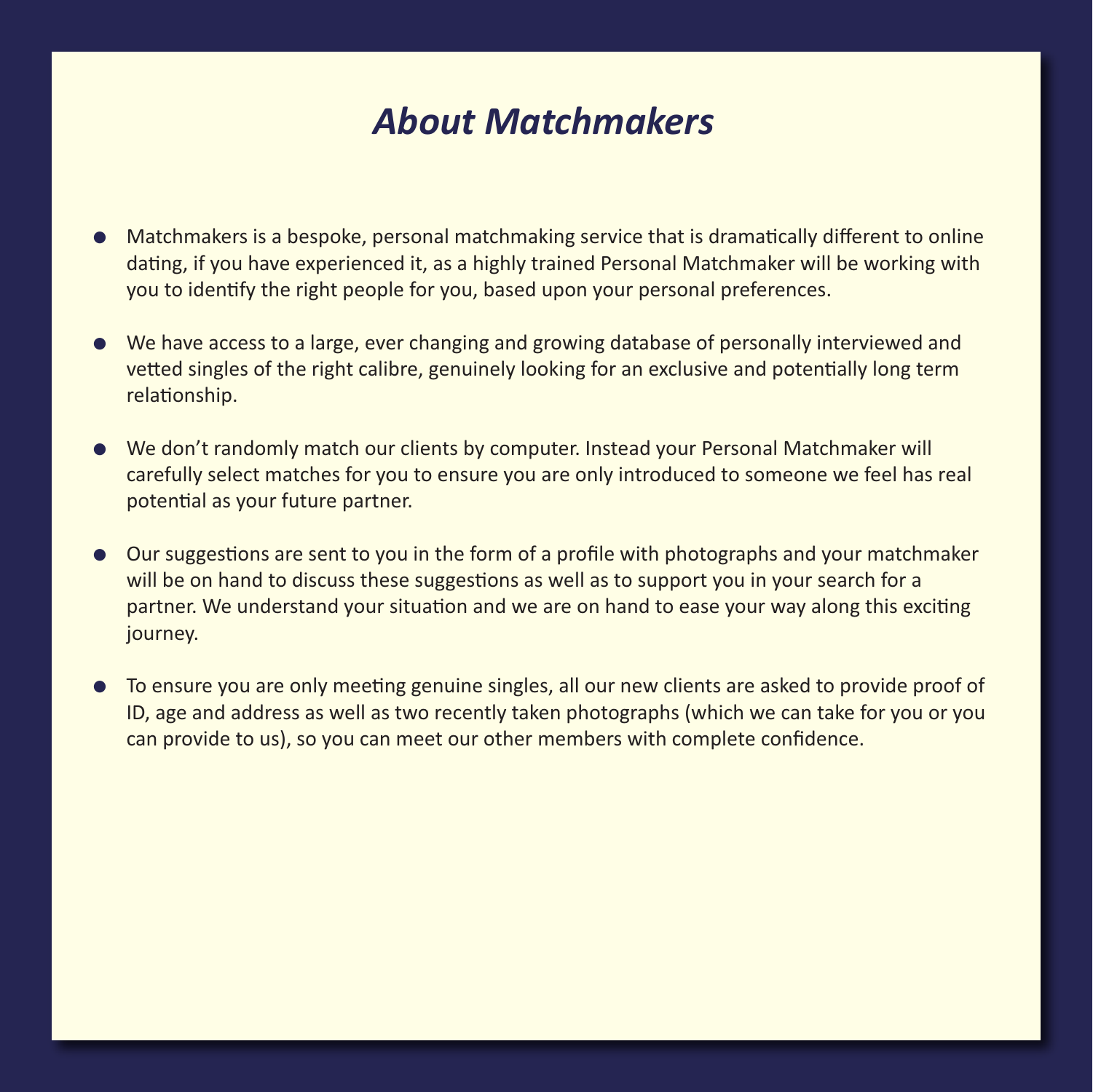# *About Matchmakers*

- Matchmakers is a bespoke, personal matchmaking service that is dramatically different to online dating, if you have experienced it, as a highly trained Personal Matchmaker will be working with you to identify the right people for you, based upon your personal preferences.

- We have access to a large, ever changing and growing database of personally interviewed and vetted singles of the right calibre, genuinely looking for an exclusive and potentially long term relationship.

- We don't randomly match our clients by computer. Instead your Personal Matchmaker will carefully select matches for you to ensure you are only introduced to someone we feel has real potential as your future partner.

- Our suggestions are sent to you in the form of a profile with photographs and your matchmaker will be on hand to discuss these suggestions as well as to support you in your search for a partner. We understand your situation and we are on hand to ease your way along this exciting journey.

- To ensure you are only meeting genuine singles, all our new clients are asked to provide proof of ID, age and address as well as two recently taken photographs (which we can take for you or you can provide to us), so you can meet our other members with complete confidence.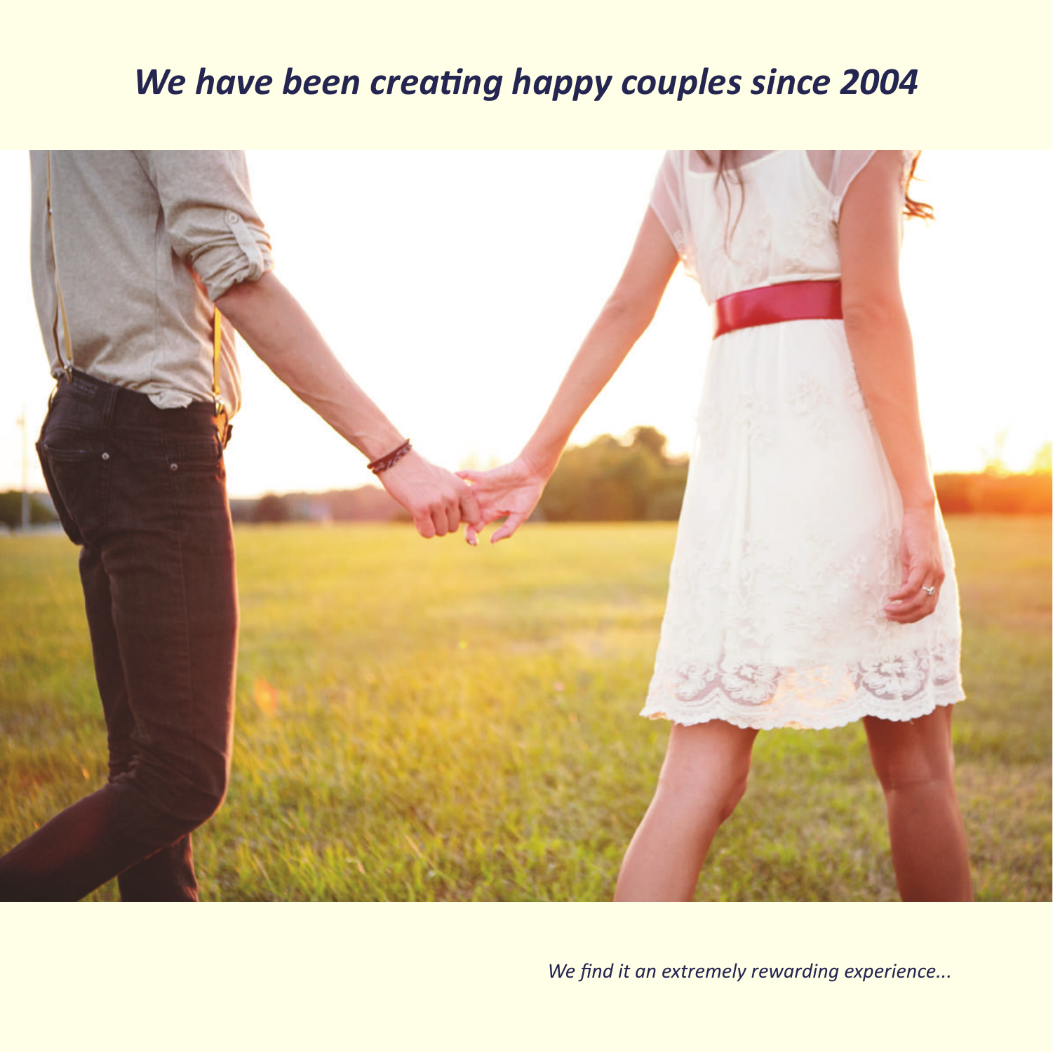## *We have been creating happy couples since 2004*

*We find it an extremely rewarding experience...*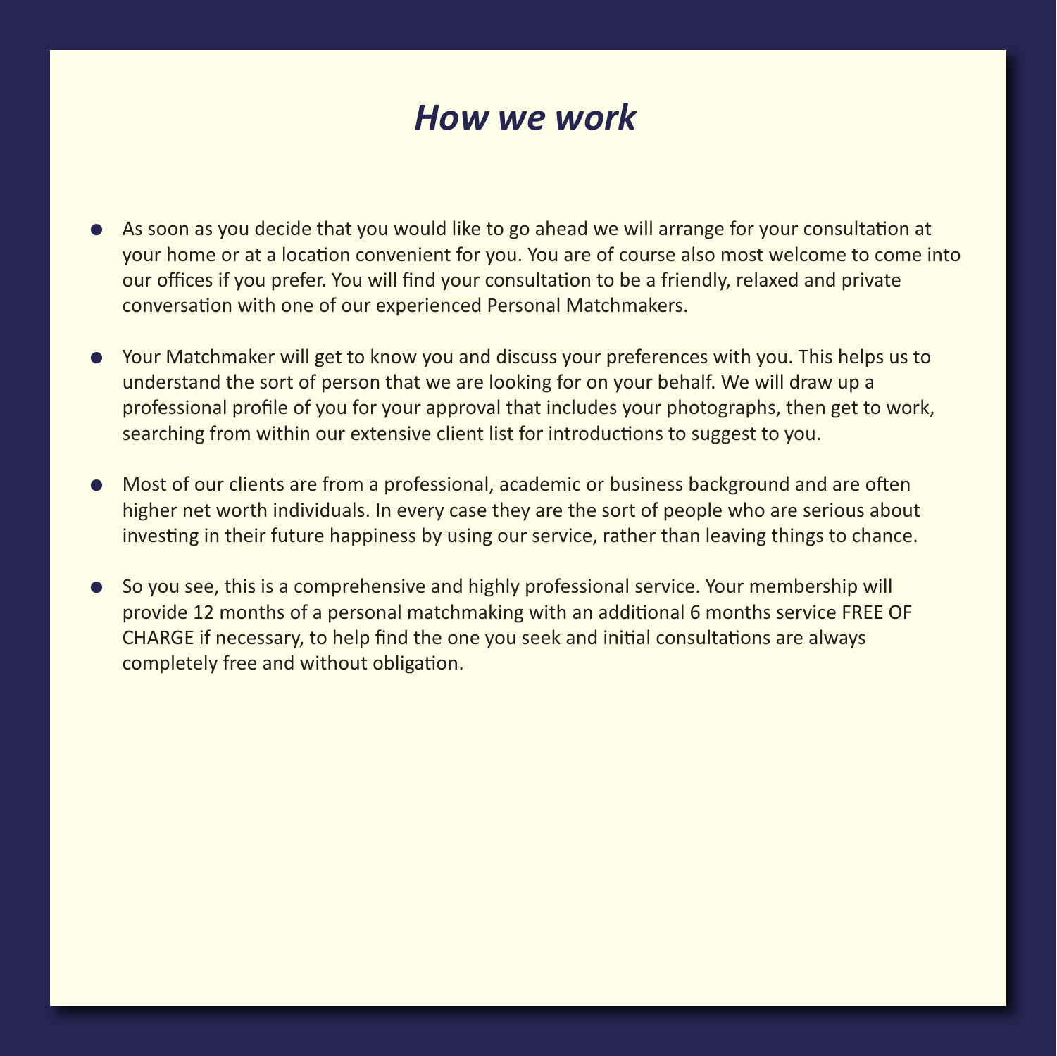# *How we work*

- As soon as you decide that you would like to go ahead we will arrange for your consultation at your home or at a location convenient for you. You are of course also most welcome to come into our offices if you prefer. You will find your consultation to be a friendly, relaxed and private conversation with one of our experienced Personal Matchmakers.

- Your Matchmaker will get to know you and discuss your preferences with you. This helps us to understand the sort of person that we are looking for on your behalf. We will draw up a professional profile of you for your approval that includes your photographs, then get to work, searching from within our extensive client list for introductions to suggest to you.

- Most of our clients are from a professional, academic or business background and are often higher net worth individuals. In every case they are the sort of people who are serious about investing in their future happiness by using our service, rather than leaving things to chance.

- So you see, this is a comprehensive and highly professional service. Your membership will provide 12 months of a personal matchmaking with an additional 6 months service FREE OF CHARGE if necessary, to help find the one you seek and initial consultations are always completely free and without obligation.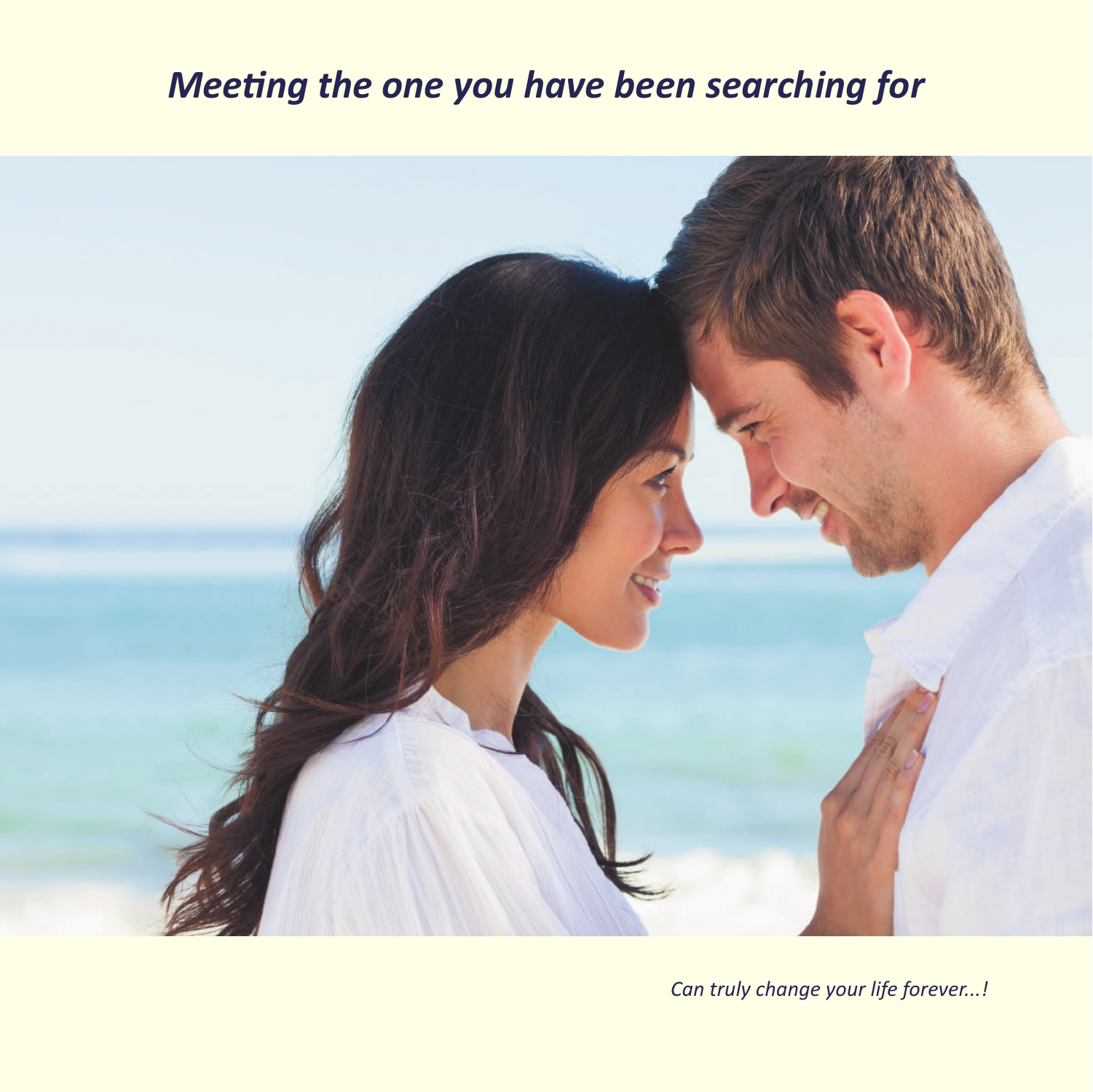# *Meeting the one you have been searching for*

*Can truly change your life forever...!*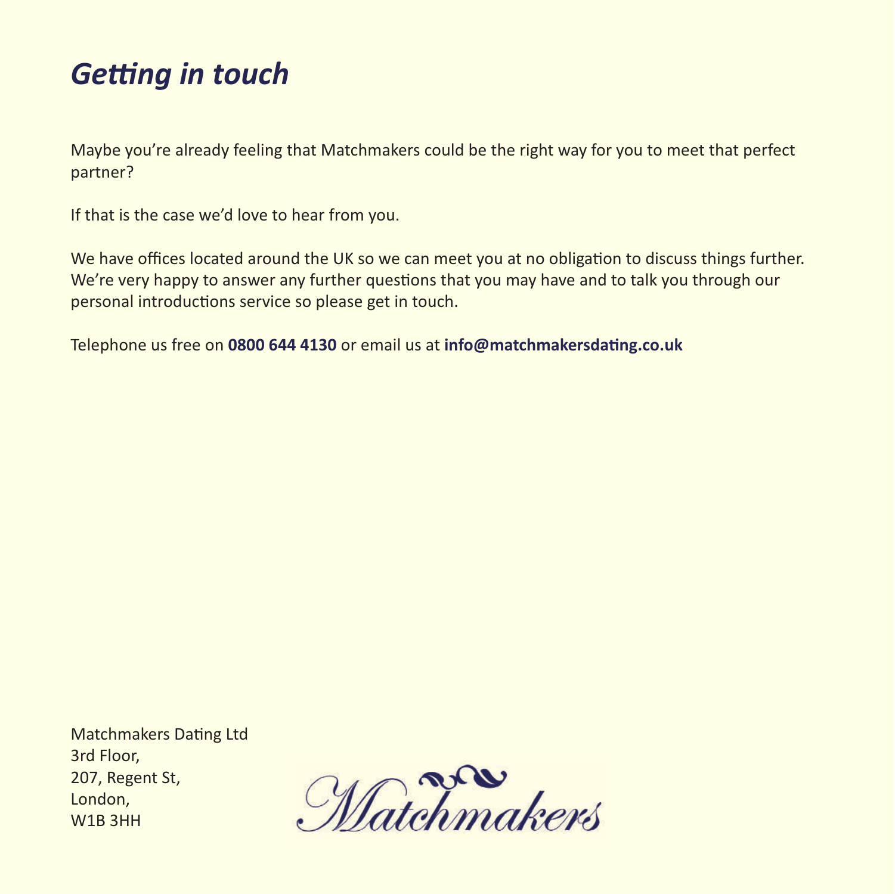# *Getting in touch*

Maybe you're already feeling that Matchmakers could be the right way for you to meet that perfect partner?

If that is the case we'd love to hear from you.

We have offices located around the UK so we can meet you at no obligation to discuss things further. We're very happy to answer any further questions that you may have and to talk you through our personal introductions service so please get in touch.

Telephone us free on **0800 644 4130** or email us at **info@matchmakersdating.co.uk**

Matchmakers Dating Ltd
3rd Floor,
207, Regent St,
London,
W1B 3HH

Matchmakers